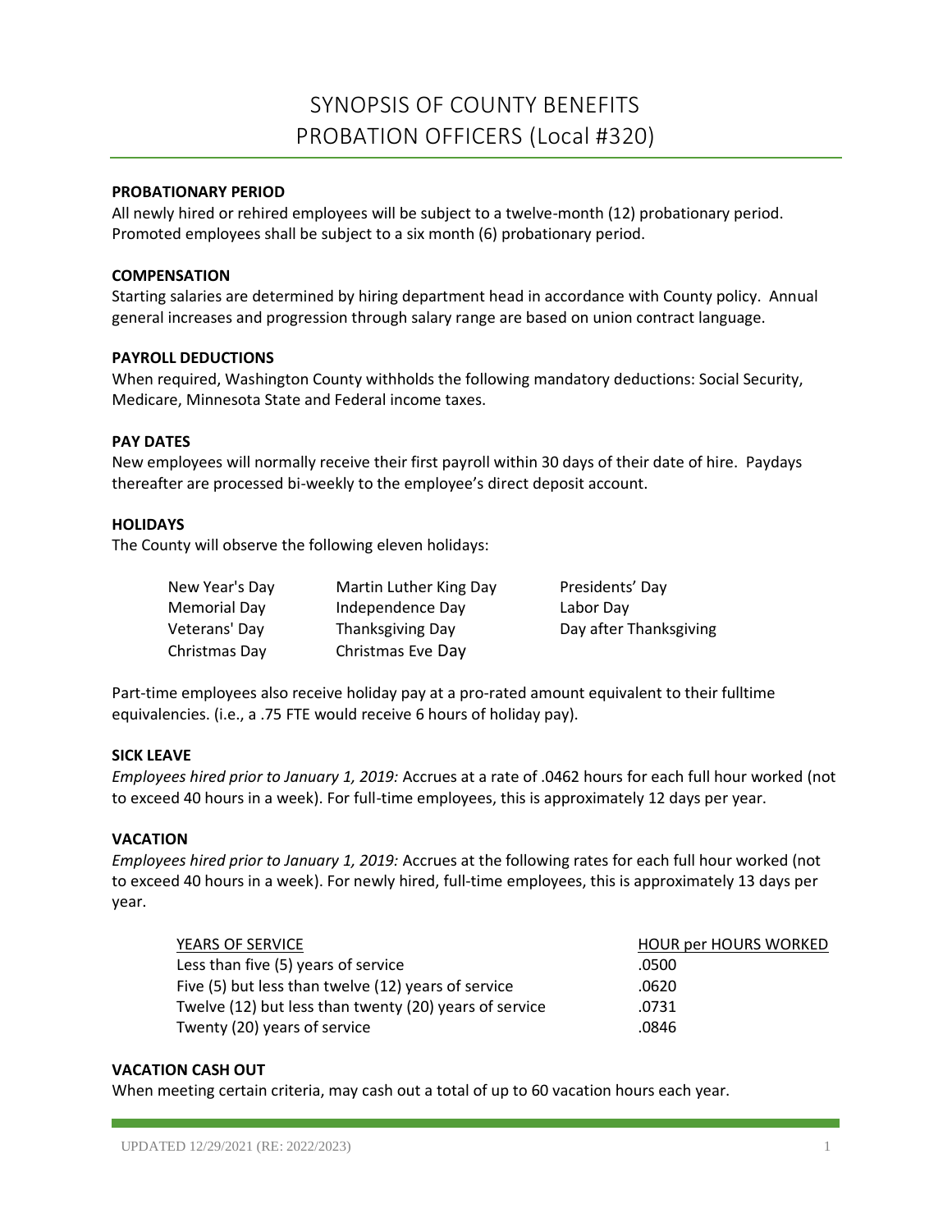# SYNOPSIS OF COUNTY BENEFITS
# PROBATION OFFICERS (Local #320)

**PROBATIONARY PERIOD**

All newly hired or rehired employees will be subject to a twelve-month (12) probationary period. Promoted employees shall be subject to a six month (6) probationary period.

**COMPENSATION**

Starting salaries are determined by hiring department head in accordance with County policy. Annual general increases and progression through salary range are based on union contract language.

**PAYROLL DEDUCTIONS**

When required, Washington County withholds the following mandatory deductions: Social Security, Medicare, Minnesota State and Federal income taxes.

**PAY DATES**

New employees will normally receive their first payroll within 30 days of their date of hire. Paydays thereafter are processed bi-weekly to the employee's direct deposit account.

**HOLIDAYS**

The County will observe the following eleven holidays:

| | | |
|---|---|---|
| New Year's Day | Martin Luther King Day | Presidents' Day |
| Memorial Day | Independence Day | Labor Day |
| Veterans' Day | Thanksgiving Day | Day after Thanksgiving |
| Christmas Day | Christmas Eve Day | |

Part-time employees also receive holiday pay at a pro-rated amount equivalent to their fulltime equivalencies. (i.e., a .75 FTE would receive 6 hours of holiday pay).

**SICK LEAVE**

*Employees hired prior to January 1, 2019:* Accrues at a rate of .0462 hours for each full hour worked (not to exceed 40 hours in a week). For full-time employees, this is approximately 12 days per year.

**VACATION**

*Employees hired prior to January 1, 2019:* Accrues at the following rates for each full hour worked (not to exceed 40 hours in a week). For newly hired, full-time employees, this is approximately 13 days per year.

| YEARS OF SERVICE | HOUR per HOURS WORKED |
|---|---|
| Less than five (5) years of service | .0500 |
| Five (5) but less than twelve (12) years of service | .0620 |
| Twelve (12) but less than twenty (20) years of service | .0731 |
| Twenty (20) years of service | .0846 |

**VACATION CASH OUT**

When meeting certain criteria, may cash out a total of up to 60 vacation hours each year.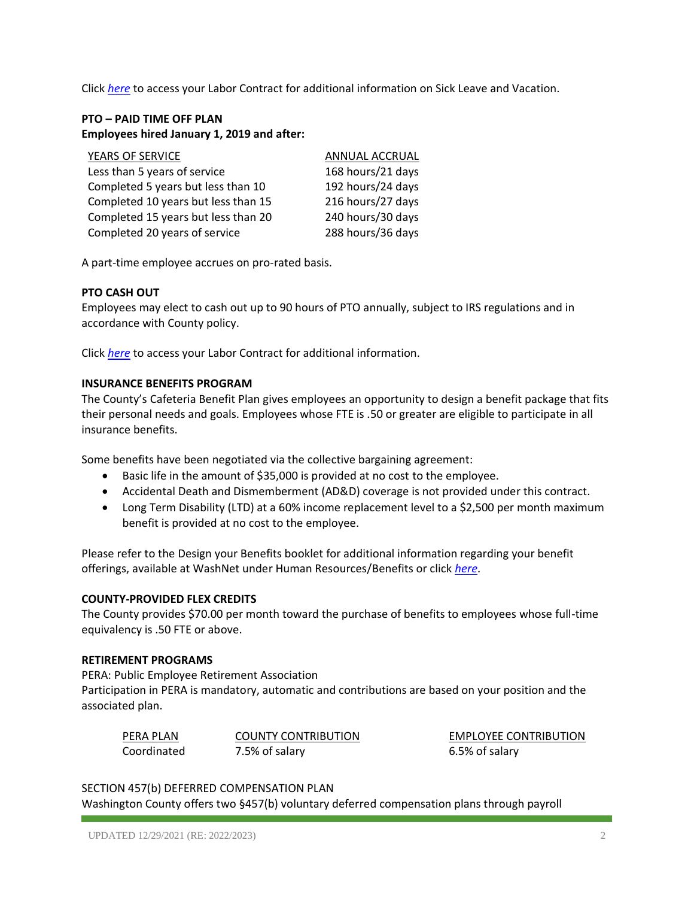Click *here* to access your Labor Contract for additional information on Sick Leave and Vacation.

**PTO – PAID TIME OFF PLAN**
**Employees hired January 1, 2019 and after:**

| YEARS OF SERVICE | ANNUAL ACCRUAL |
|---|---|
| Less than 5 years of service | 168 hours/21 days |
| Completed 5 years but less than 10 | 192 hours/24 days |
| Completed 10 years but less than 15 | 216 hours/27 days |
| Completed 15 years but less than 20 | 240 hours/30 days |
| Completed 20 years of service | 288 hours/36 days |

A part-time employee accrues on pro-rated basis.

**PTO CASH OUT**
Employees may elect to cash out up to 90 hours of PTO annually, subject to IRS regulations and in accordance with County policy.

Click *here* to access your Labor Contract for additional information.

**INSURANCE BENEFITS PROGRAM**
The County's Cafeteria Benefit Plan gives employees an opportunity to design a benefit package that fits their personal needs and goals. Employees whose FTE is .50 or greater are eligible to participate in all insurance benefits.

Some benefits have been negotiated via the collective bargaining agreement:

- Basic life in the amount of $35,000 is provided at no cost to the employee.
- Accidental Death and Dismemberment (AD&D) coverage is not provided under this contract.
- Long Term Disability (LTD) at a 60% income replacement level to a $2,500 per month maximum benefit is provided at no cost to the employee.

Please refer to the Design your Benefits booklet for additional information regarding your benefit offerings, available at WashNet under Human Resources/Benefits or click *here*.

**COUNTY-PROVIDED FLEX CREDITS**
The County provides $70.00 per month toward the purchase of benefits to employees whose full-time equivalency is .50 FTE or above.

**RETIREMENT PROGRAMS**
PERA: Public Employee Retirement Association
Participation in PERA is mandatory, automatic and contributions are based on your position and the associated plan.

| PERA PLAN | COUNTY CONTRIBUTION | EMPLOYEE CONTRIBUTION |
|---|---|---|
| Coordinated | 7.5% of salary | 6.5% of salary |

SECTION 457(b) DEFERRED COMPENSATION PLAN
Washington County offers two §457(b) voluntary deferred compensation plans through payroll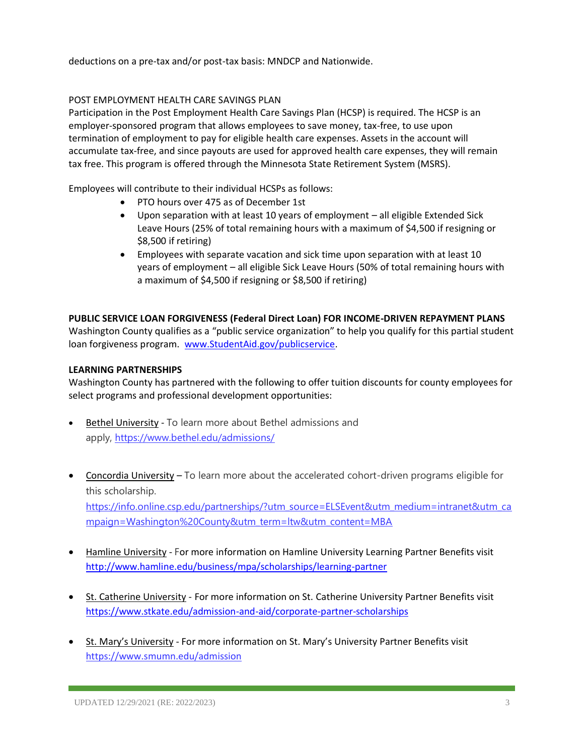deductions on a pre-tax and/or post-tax basis: MNDCP and Nationwide.

POST EMPLOYMENT HEALTH CARE SAVINGS PLAN

Participation in the Post Employment Health Care Savings Plan (HCSP) is required. The HCSP is an employer-sponsored program that allows employees to save money, tax-free, to use upon termination of employment to pay for eligible health care expenses. Assets in the account will accumulate tax-free, and since payouts are used for approved health care expenses, they will remain tax free. This program is offered through the Minnesota State Retirement System (MSRS).

Employees will contribute to their individual HCSPs as follows:

- PTO hours over 475 as of December 1st
- Upon separation with at least 10 years of employment – all eligible Extended Sick Leave Hours (25% of total remaining hours with a maximum of $4,500 if resigning or $8,500 if retiring)
- Employees with separate vacation and sick time upon separation with at least 10 years of employment – all eligible Sick Leave Hours (50% of total remaining hours with a maximum of $4,500 if resigning or $8,500 if retiring)

**PUBLIC SERVICE LOAN FORGIVENESS (Federal Direct Loan) FOR INCOME-DRIVEN REPAYMENT PLANS**

Washington County qualifies as a "public service organization" to help you qualify for this partial student loan forgiveness program. www.StudentAid.gov/publicservice.

**LEARNING PARTNERSHIPS**

Washington County has partnered with the following to offer tuition discounts for county employees for select programs and professional development opportunities:

- Bethel University - To learn more about Bethel admissions and apply, https://www.bethel.edu/admissions/

- Concordia University – To learn more about the accelerated cohort-driven programs eligible for this scholarship. https://info.online.csp.edu/partnerships/?utm_source=ELSEvent&utm_medium=intranet&utm_campaign=Washington%20County&utm_term=ltw&utm_content=MBA

- Hamline University - For more information on Hamline University Learning Partner Benefits visit http://www.hamline.edu/business/mpa/scholarships/learning-partner

- St. Catherine University - For more information on St. Catherine University Partner Benefits visit https://www.stkate.edu/admission-and-aid/corporate-partner-scholarships

- St. Mary's University - For more information on St. Mary's University Partner Benefits visit https://www.smumn.edu/admission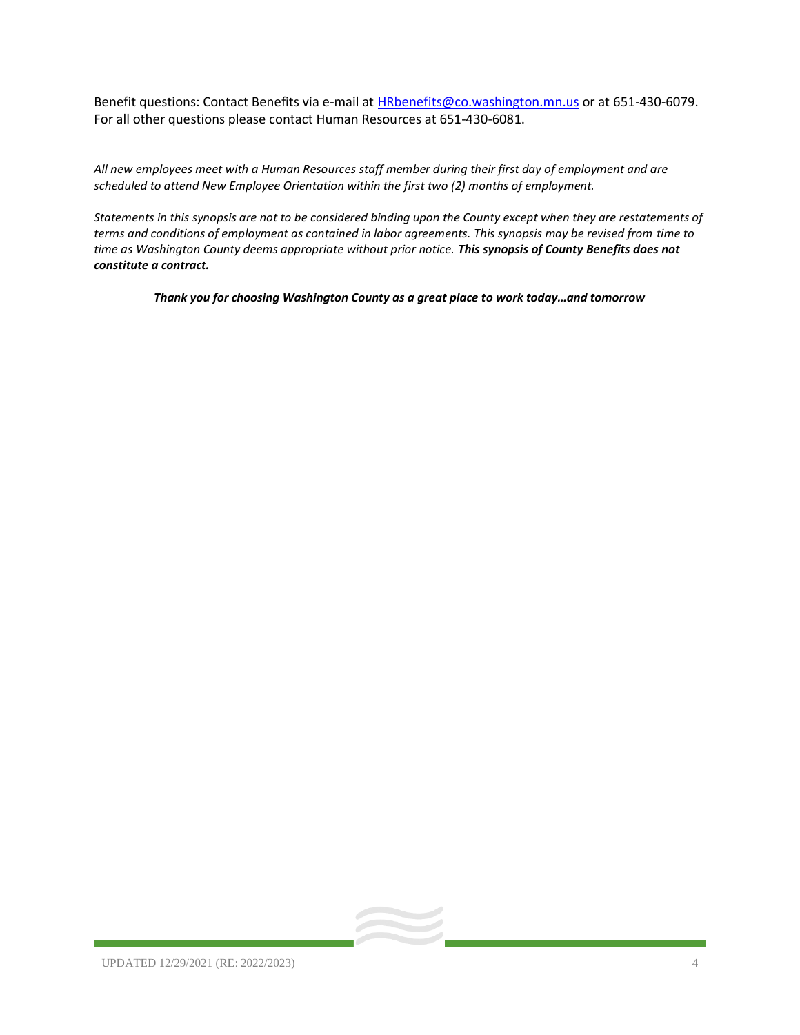Benefit questions: Contact Benefits via e-mail at HRbenefits@co.washington.mn.us or at 651-430-6079. For all other questions please contact Human Resources at 651-430-6081.

*All new employees meet with a Human Resources staff member during their first day of employment and are scheduled to attend New Employee Orientation within the first two (2) months of employment.*

*Statements in this synopsis are not to be considered binding upon the County except when they are restatements of terms and conditions of employment as contained in labor agreements. This synopsis may be revised from time to time as Washington County deems appropriate without prior notice.* ***This synopsis of County Benefits does not constitute a contract.***

***Thank you for choosing Washington County as a great place to work today…and tomorrow***